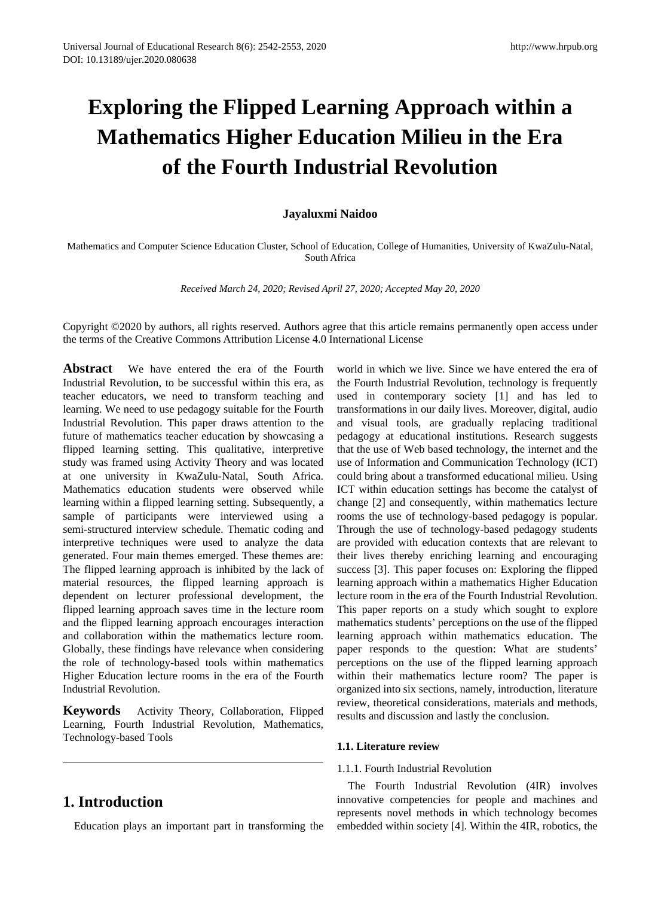# Exploring the Flipped Learning Approach within a Mathematics Higher Education Milieu in the Era of the Fourth Industrial Revolution

**Jayaluxmi Naidoo**

Mathematics and Computer Science Education Cluster, School of Education, College of Humanities, University of KwaZulu-Natal, South Africa

*Received March 24, 2020; Revised April 27, 2020; Accepted May 20, 2020*

Copyright ©2020 by authors, all rights reserved. Authors agree that this article remains permanently open access under the terms of the Creative Commons Attribution License 4.0 International License

**Abstract** We have entered the era of the Fourth Industrial Revolution, to be successful within this era, as teacher educators, we need to transform teaching and learning. We need to use pedagogy suitable for the Fourth Industrial Revolution. This paper draws attention to the future of mathematics teacher education by showcasing a flipped learning setting. This qualitative, interpretive study was framed using Activity Theory and was located at one university in KwaZulu-Natal, South Africa. Mathematics education students were observed while learning within a flipped learning setting. Subsequently, a sample of participants were interviewed using a semi-structured interview schedule. Thematic coding and interpretive techniques were used to analyze the data generated. Four main themes emerged. These themes are: The flipped learning approach is inhibited by the lack of material resources, the flipped learning approach is dependent on lecturer professional development, the flipped learning approach saves time in the lecture room and the flipped learning approach encourages interaction and collaboration within the mathematics lecture room. Globally, these findings have relevance when considering the role of technology-based tools within mathematics Higher Education lecture rooms in the era of the Fourth Industrial Revolution.

**Keywords** Activity Theory, Collaboration, Flipped Learning, Fourth Industrial Revolution, Mathematics, Technology-based Tools

## 1. Introduction

Education plays an important part in transforming the world in which we live. Since we have entered the era of the Fourth Industrial Revolution, technology is frequently used in contemporary society [1] and has led to transformations in our daily lives. Moreover, digital, audio and visual tools, are gradually replacing traditional pedagogy at educational institutions. Research suggests that the use of Web based technology, the internet and the use of Information and Communication Technology (ICT) could bring about a transformed educational milieu. Using ICT within education settings has become the catalyst of change [2] and consequently, within mathematics lecture rooms the use of technology-based pedagogy is popular. Through the use of technology-based pedagogy students are provided with education contexts that are relevant to their lives thereby enriching learning and encouraging success [3]. This paper focuses on: Exploring the flipped learning approach within a mathematics Higher Education lecture room in the era of the Fourth Industrial Revolution. This paper reports on a study which sought to explore mathematics students' perceptions on the use of the flipped learning approach within mathematics education. The paper responds to the question: What are students' perceptions on the use of the flipped learning approach within their mathematics lecture room? The paper is organized into six sections, namely, introduction, literature review, theoretical considerations, materials and methods, results and discussion and lastly the conclusion.

### 1.1. Literature review

#### 1.1.1. Fourth Industrial Revolution

The Fourth Industrial Revolution (4IR) involves innovative competencies for people and machines and represents novel methods in which technology becomes embedded within society [4]. Within the 4IR, robotics, the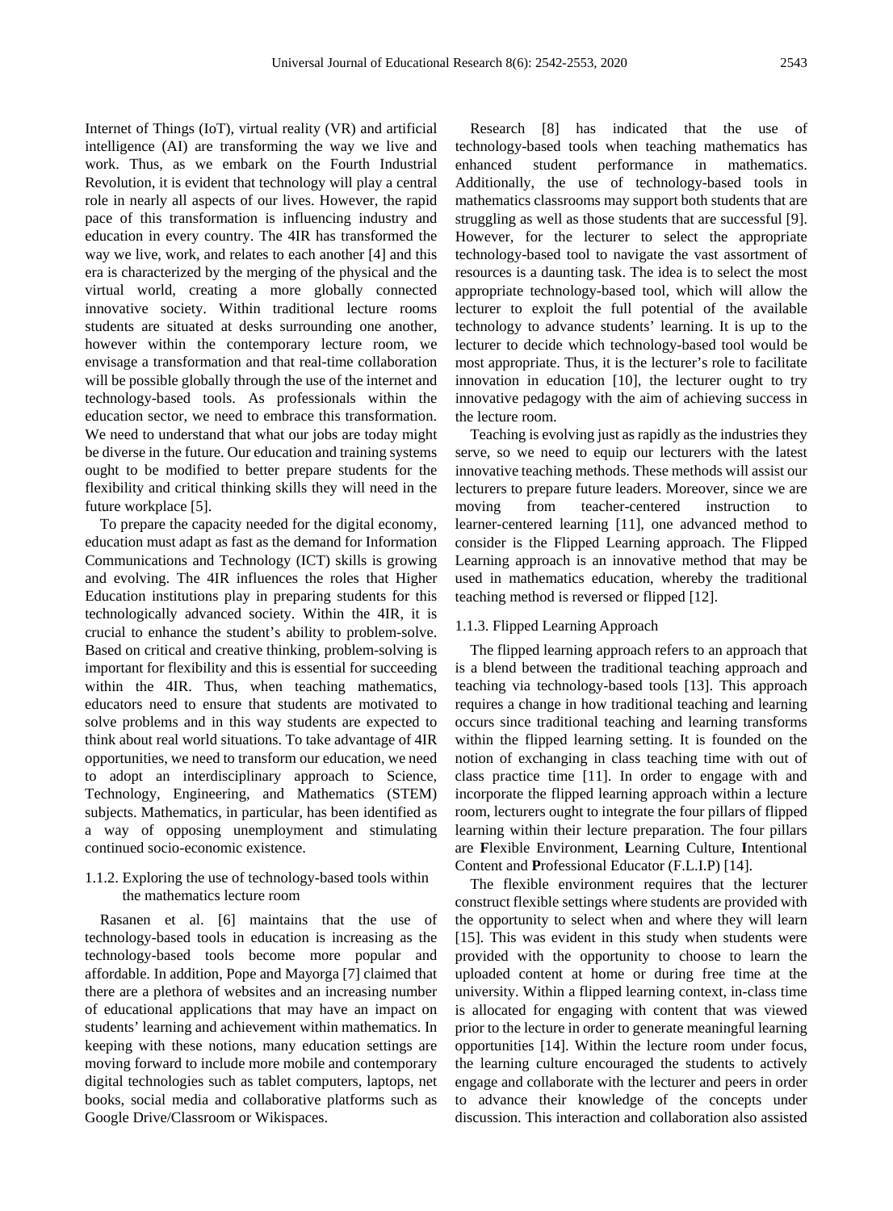Internet of Things (IoT), virtual reality (VR) and artificial intelligence (AI) are transforming the way we live and work. Thus, as we embark on the Fourth Industrial Revolution, it is evident that technology will play a central role in nearly all aspects of our lives. However, the rapid pace of this transformation is influencing industry and education in every country. The 4IR has transformed the way we live, work, and relates to each another [4] and this era is characterized by the merging of the physical and the virtual world, creating a more globally connected innovative society. Within traditional lecture rooms students are situated at desks surrounding one another, however within the contemporary lecture room, we envisage a transformation and that real-time collaboration will be possible globally through the use of the internet and technology-based tools. As professionals within the education sector, we need to embrace this transformation. We need to understand that what our jobs are today might be diverse in the future. Our education and training systems ought to be modified to better prepare students for the flexibility and critical thinking skills they will need in the future workplace [5].

To prepare the capacity needed for the digital economy, education must adapt as fast as the demand for Information Communications and Technology (ICT) skills is growing and evolving. The 4IR influences the roles that Higher Education institutions play in preparing students for this technologically advanced society. Within the 4IR, it is crucial to enhance the student's ability to problem-solve. Based on critical and creative thinking, problem-solving is important for flexibility and this is essential for succeeding within the 4IR. Thus, when teaching mathematics, educators need to ensure that students are motivated to solve problems and in this way students are expected to think about real world situations. To take advantage of 4IR opportunities, we need to transform our education, we need to adopt an interdisciplinary approach to Science, Technology, Engineering, and Mathematics (STEM) subjects. Mathematics, in particular, has been identified as a way of opposing unemployment and stimulating continued socio-economic existence.

#### 1.1.2. Exploring the use of technology-based tools within the mathematics lecture room

Rasanen et al. [6] maintains that the use of technology-based tools in education is increasing as the technology-based tools become more popular and affordable. In addition, Pope and Mayorga [7] claimed that there are a plethora of websites and an increasing number of educational applications that may have an impact on students' learning and achievement within mathematics. In keeping with these notions, many education settings are moving forward to include more mobile and contemporary digital technologies such as tablet computers, laptops, net books, social media and collaborative platforms such as Google Drive/Classroom or Wikispaces.

Research [8] has indicated that the use of technology-based tools when teaching mathematics has enhanced student performance in mathematics. Additionally, the use of technology-based tools in mathematics classrooms may support both students that are struggling as well as those students that are successful [9]. However, for the lecturer to select the appropriate technology-based tool to navigate the vast assortment of resources is a daunting task. The idea is to select the most appropriate technology-based tool, which will allow the lecturer to exploit the full potential of the available technology to advance students' learning. It is up to the lecturer to decide which technology-based tool would be most appropriate. Thus, it is the lecturer's role to facilitate innovation in education [10], the lecturer ought to try innovative pedagogy with the aim of achieving success in the lecture room.

Teaching is evolving just as rapidly as the industries they serve, so we need to equip our lecturers with the latest innovative teaching methods. These methods will assist our lecturers to prepare future leaders. Moreover, since we are moving from teacher-centered instruction to learner-centered learning [11], one advanced method to consider is the Flipped Learning approach. The Flipped Learning approach is an innovative method that may be used in mathematics education, whereby the traditional teaching method is reversed or flipped [12].

#### 1.1.3. Flipped Learning Approach

The flipped learning approach refers to an approach that is a blend between the traditional teaching approach and teaching via technology-based tools [13]. This approach requires a change in how traditional teaching and learning occurs since traditional teaching and learning transforms within the flipped learning setting. It is founded on the notion of exchanging in class teaching time with out of class practice time [11]. In order to engage with and incorporate the flipped learning approach within a lecture room, lecturers ought to integrate the four pillars of flipped learning within their lecture preparation. The four pillars are **F**lexible Environment, **L**earning Culture, **I**ntentional Content and **P**rofessional Educator (F.L.I.P) [14].

The flexible environment requires that the lecturer construct flexible settings where students are provided with the opportunity to select when and where they will learn [15]. This was evident in this study when students were provided with the opportunity to choose to learn the uploaded content at home or during free time at the university. Within a flipped learning context, in-class time is allocated for engaging with content that was viewed prior to the lecture in order to generate meaningful learning opportunities [14]. Within the lecture room under focus, the learning culture encouraged the students to actively engage and collaborate with the lecturer and peers in order to advance their knowledge of the concepts under discussion. This interaction and collaboration also assisted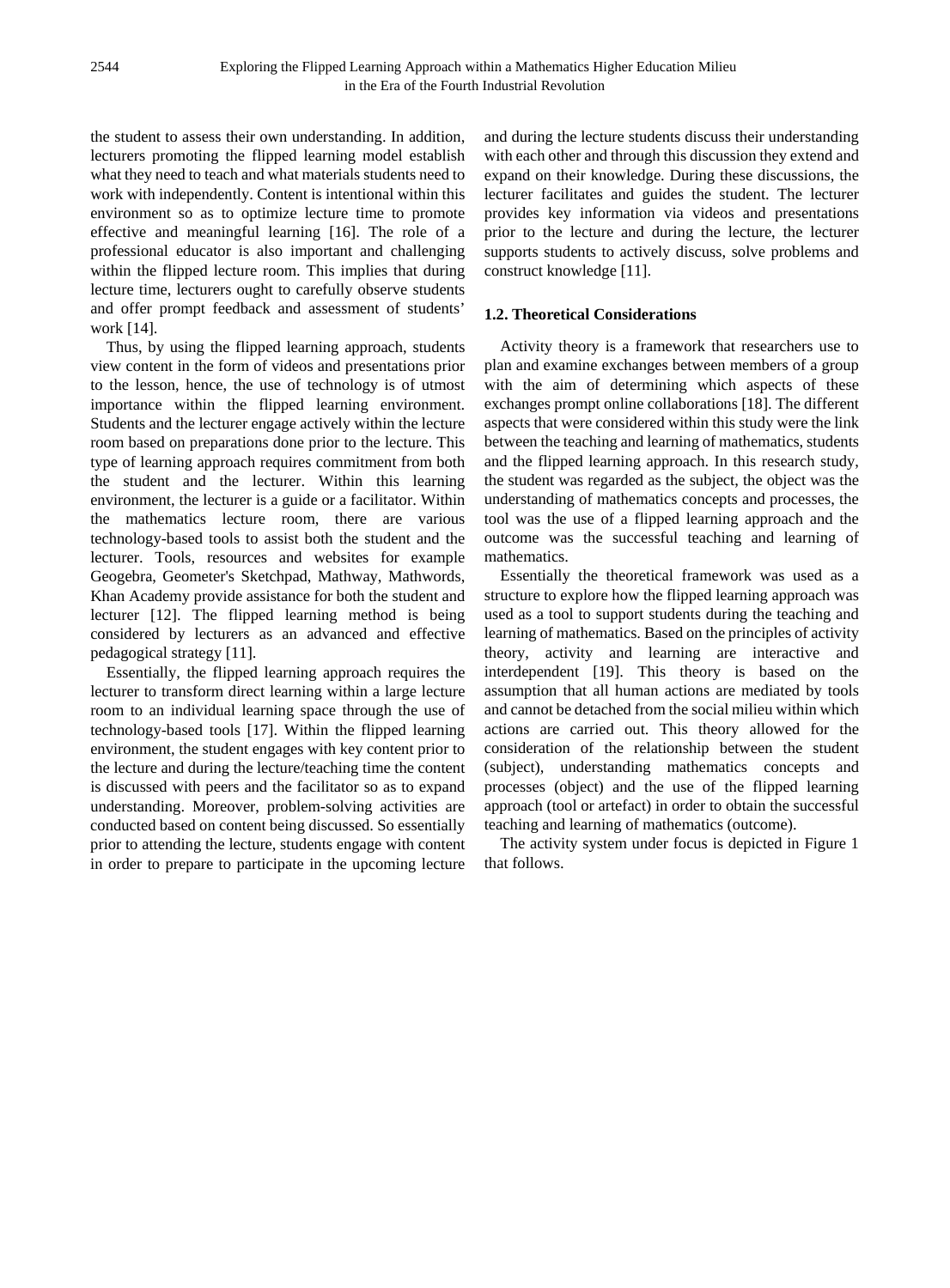the student to assess their own understanding. In addition, lecturers promoting the flipped learning model establish what they need to teach and what materials students need to work with independently. Content is intentional within this environment so as to optimize lecture time to promote effective and meaningful learning [16]. The role of a professional educator is also important and challenging within the flipped lecture room. This implies that during lecture time, lecturers ought to carefully observe students and offer prompt feedback and assessment of students' work [14].

Thus, by using the flipped learning approach, students view content in the form of videos and presentations prior to the lesson, hence, the use of technology is of utmost importance within the flipped learning environment. Students and the lecturer engage actively within the lecture room based on preparations done prior to the lecture. This type of learning approach requires commitment from both the student and the lecturer. Within this learning environment, the lecturer is a guide or a facilitator. Within the mathematics lecture room, there are various technology-based tools to assist both the student and the lecturer. Tools, resources and websites for example Geogebra, Geometer's Sketchpad, Mathway, Mathwords, Khan Academy provide assistance for both the student and lecturer [12]. The flipped learning method is being considered by lecturers as an advanced and effective pedagogical strategy [11].

Essentially, the flipped learning approach requires the lecturer to transform direct learning within a large lecture room to an individual learning space through the use of technology-based tools [17]. Within the flipped learning environment, the student engages with key content prior to the lecture and during the lecture/teaching time the content is discussed with peers and the facilitator so as to expand understanding. Moreover, problem-solving activities are conducted based on content being discussed. So essentially prior to attending the lecture, students engage with content in order to prepare to participate in the upcoming lecture and during the lecture students discuss their understanding with each other and through this discussion they extend and expand on their knowledge. During these discussions, the lecturer facilitates and guides the student. The lecturer provides key information via videos and presentations prior to the lecture and during the lecture, the lecturer supports students to actively discuss, solve problems and construct knowledge [11].

### 1.2. Theoretical Considerations

Activity theory is a framework that researchers use to plan and examine exchanges between members of a group with the aim of determining which aspects of these exchanges prompt online collaborations [18]. The different aspects that were considered within this study were the link between the teaching and learning of mathematics, students and the flipped learning approach. In this research study, the student was regarded as the subject, the object was the understanding of mathematics concepts and processes, the tool was the use of a flipped learning approach and the outcome was the successful teaching and learning of mathematics.

Essentially the theoretical framework was used as a structure to explore how the flipped learning approach was used as a tool to support students during the teaching and learning of mathematics. Based on the principles of activity theory, activity and learning are interactive and interdependent [19]. This theory is based on the assumption that all human actions are mediated by tools and cannot be detached from the social milieu within which actions are carried out. This theory allowed for the consideration of the relationship between the student (subject), understanding mathematics concepts and processes (object) and the use of the flipped learning approach (tool or artefact) in order to obtain the successful teaching and learning of mathematics (outcome).

The activity system under focus is depicted in Figure 1 that follows.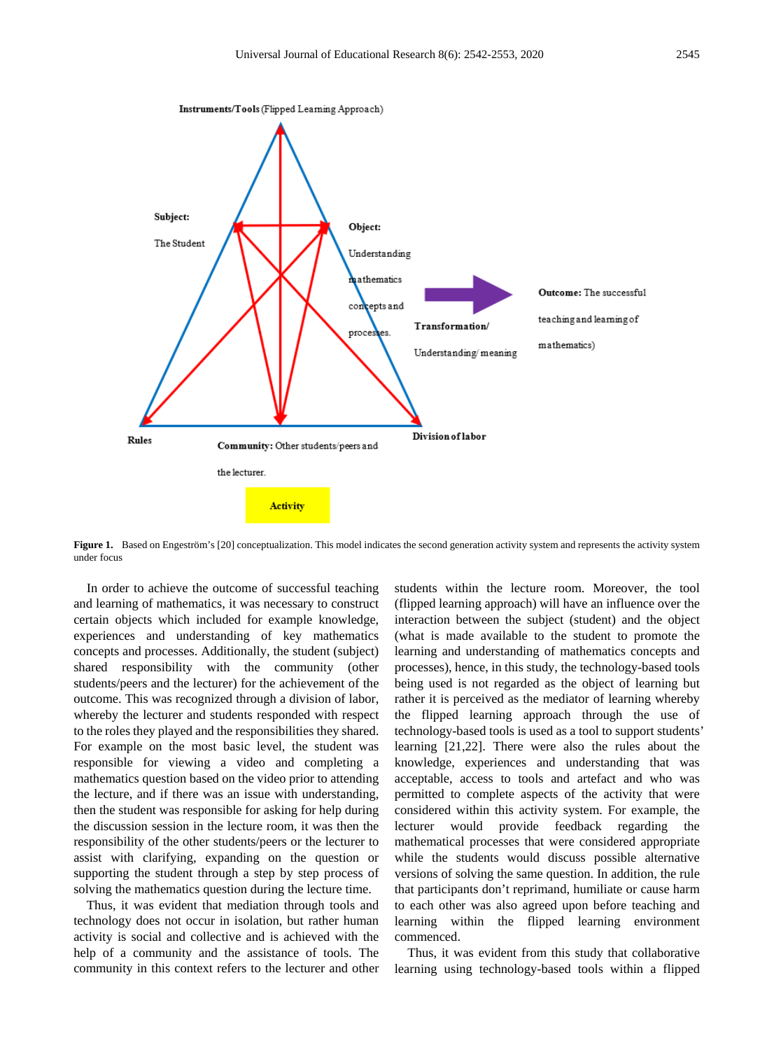**Instruments/Tools** (Flipped Learning Approach)

**Subject:** The Student

**Object:** Understanding mathematics concepts and processes.

**Transformation/** Understanding/ meaning

**Outcome:** The successful teaching and learning of mathematics)

**Rules**

**Community:** Other students/peers and the lecturer.

**Division of labor**

**Activity**

**Figure 1.** Based on Engeström's [20] conceptualization. This model indicates the second generation activity system and represents the activity system under focus

In order to achieve the outcome of successful teaching and learning of mathematics, it was necessary to construct certain objects which included for example knowledge, experiences and understanding of key mathematics concepts and processes. Additionally, the student (subject) shared responsibility with the community (other students/peers and the lecturer) for the achievement of the outcome. This was recognized through a division of labor, whereby the lecturer and students responded with respect to the roles they played and the responsibilities they shared. For example on the most basic level, the student was responsible for viewing a video and completing a mathematics question based on the video prior to attending the lecture, and if there was an issue with understanding, then the student was responsible for asking for help during the discussion session in the lecture room, it was then the responsibility of the other students/peers or the lecturer to assist with clarifying, expanding on the question or supporting the student through a step by step process of solving the mathematics question during the lecture time.

Thus, it was evident that mediation through tools and technology does not occur in isolation, but rather human activity is social and collective and is achieved with the help of a community and the assistance of tools. The community in this context refers to the lecturer and other students within the lecture room. Moreover, the tool (flipped learning approach) will have an influence over the interaction between the subject (student) and the object (what is made available to the student to promote the learning and understanding of mathematics concepts and processes), hence, in this study, the technology-based tools being used is not regarded as the object of learning but rather it is perceived as the mediator of learning whereby the flipped learning approach through the use of technology-based tools is used as a tool to support students' learning [21,22]. There were also the rules about the knowledge, experiences and understanding that was acceptable, access to tools and artefact and who was permitted to complete aspects of the activity that were considered within this activity system. For example, the lecturer would provide feedback regarding the mathematical processes that were considered appropriate while the students would discuss possible alternative versions of solving the same question. In addition, the rule that participants don't reprimand, humiliate or cause harm to each other was also agreed upon before teaching and learning within the flipped learning environment commenced.

Thus, it was evident from this study that collaborative learning using technology-based tools within a flipped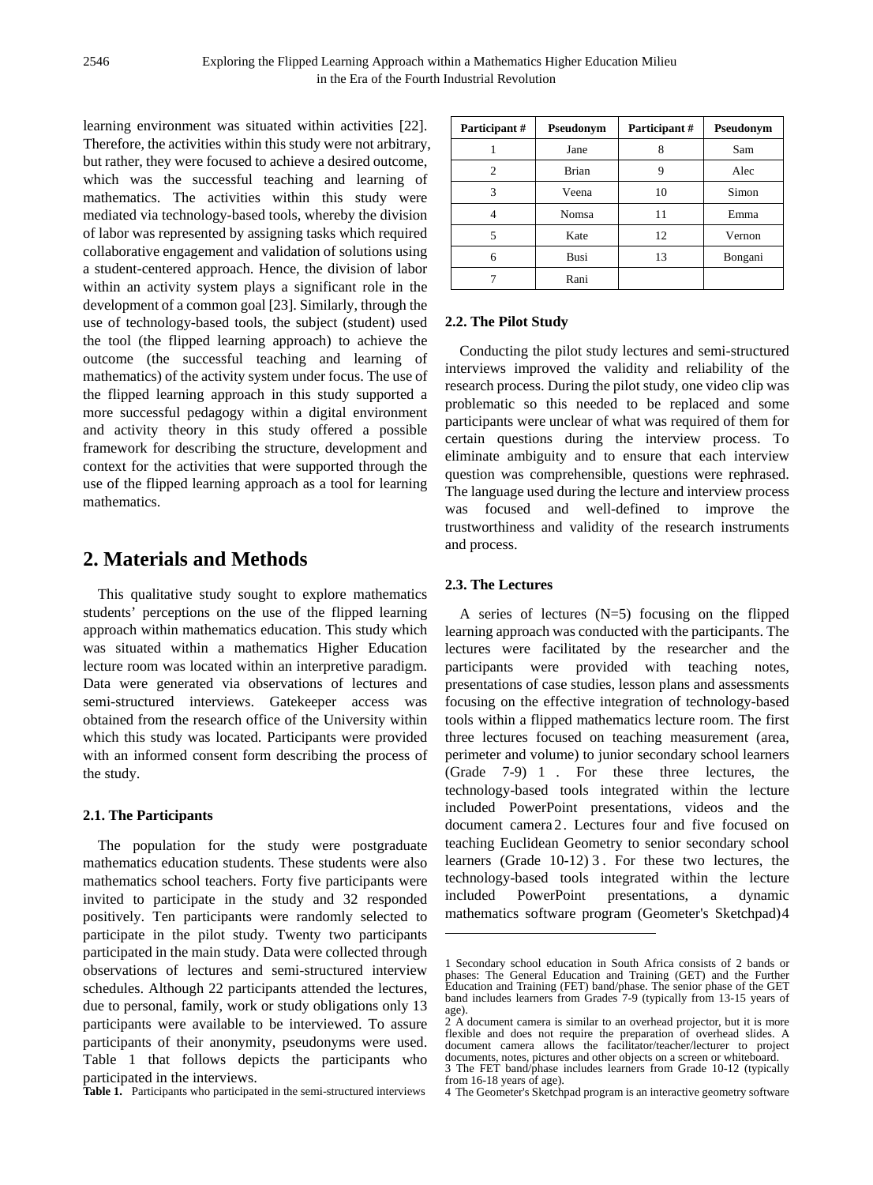learning environment was situated within activities [22]. Therefore, the activities within this study were not arbitrary, but rather, they were focused to achieve a desired outcome, which was the successful teaching and learning of mathematics. The activities within this study were mediated via technology-based tools, whereby the division of labor was represented by assigning tasks which required collaborative engagement and validation of solutions using a student-centered approach. Hence, the division of labor within an activity system plays a significant role in the development of a common goal [23]. Similarly, through the use of technology-based tools, the subject (student) used the tool (the flipped learning approach) to achieve the outcome (the successful teaching and learning of mathematics) of the activity system under focus. The use of the flipped learning approach in this study supported a more successful pedagogy within a digital environment and activity theory in this study offered a possible framework for describing the structure, development and context for the activities that were supported through the use of the flipped learning approach as a tool for learning mathematics.

## 2. Materials and Methods

This qualitative study sought to explore mathematics students' perceptions on the use of the flipped learning approach within mathematics education. This study which was situated within a mathematics Higher Education lecture room was located within an interpretive paradigm. Data were generated via observations of lectures and semi-structured interviews. Gatekeeper access was obtained from the research office of the University within which this study was located. Participants were provided with an informed consent form describing the process of the study.

### 2.1. The Participants

The population for the study were postgraduate mathematics education students. These students were also mathematics school teachers. Forty five participants were invited to participate in the study and 32 responded positively. Ten participants were randomly selected to participate in the pilot study. Twenty two participants participated in the main study. Data were collected through observations of lectures and semi-structured interview schedules. Although 22 participants attended the lectures, due to personal, family, work or study obligations only 13 participants were available to be interviewed. To assure participants of their anonymity, pseudonyms were used. Table 1 that follows depicts the participants who participated in the interviews.

**Table 1.** Participants who participated in the semi-structured interviews

| Participant # | Pseudonym | Participant # | Pseudonym |
|---|---|---|---|
| 1 | Jane | 8 | Sam |
| 2 | Brian | 9 | Alec |
| 3 | Veena | 10 | Simon |
| 4 | Nomsa | 11 | Emma |
| 5 | Kate | 12 | Vernon |
| 6 | Busi | 13 | Bongani |
| 7 | Rani | | |

### 2.2. The Pilot Study

Conducting the pilot study lectures and semi-structured interviews improved the validity and reliability of the research process. During the pilot study, one video clip was problematic so this needed to be replaced and some participants were unclear of what was required of them for certain questions during the interview process. To eliminate ambiguity and to ensure that each interview question was comprehensible, questions were rephrased. The language used during the lecture and interview process was focused and well-defined to improve the trustworthiness and validity of the research instruments and process.

### 2.3. The Lectures

A series of lectures (N=5) focusing on the flipped learning approach was conducted with the participants. The lectures were facilitated by the researcher and the participants were provided with teaching notes, presentations of case studies, lesson plans and assessments focusing on the effective integration of technology-based tools within a flipped mathematics lecture room. The first three lectures focused on teaching measurement (area, perimeter and volume) to junior secondary school learners (Grade 7-9) [1]. For these three lectures, the technology-based tools integrated within the lecture included PowerPoint presentations, videos and the document camera [2]. Lectures four and five focused on teaching Euclidean Geometry to senior secondary school learners (Grade 10-12) [3]. For these two lectures, the technology-based tools integrated within the lecture included PowerPoint presentations, a dynamic mathematics software program (Geometer's Sketchpad) [4]

---

1 Secondary school education in South Africa consists of 2 bands or phases: The General Education and Training (GET) and the Further Education and Training (FET) band/phase. The senior phase of the GET band includes learners from Grades 7-9 (typically from 13-15 years of age).

2 A document camera is similar to an overhead projector, but it is more flexible and does not require the preparation of overhead slides. A document camera allows the facilitator/teacher/lecturer to project documents, notes, pictures and other objects on a screen or whiteboard.

3 The FET band/phase includes learners from Grade 10-12 (typically from 16-18 years of age).

4 The Geometer's Sketchpad program is an interactive geometry software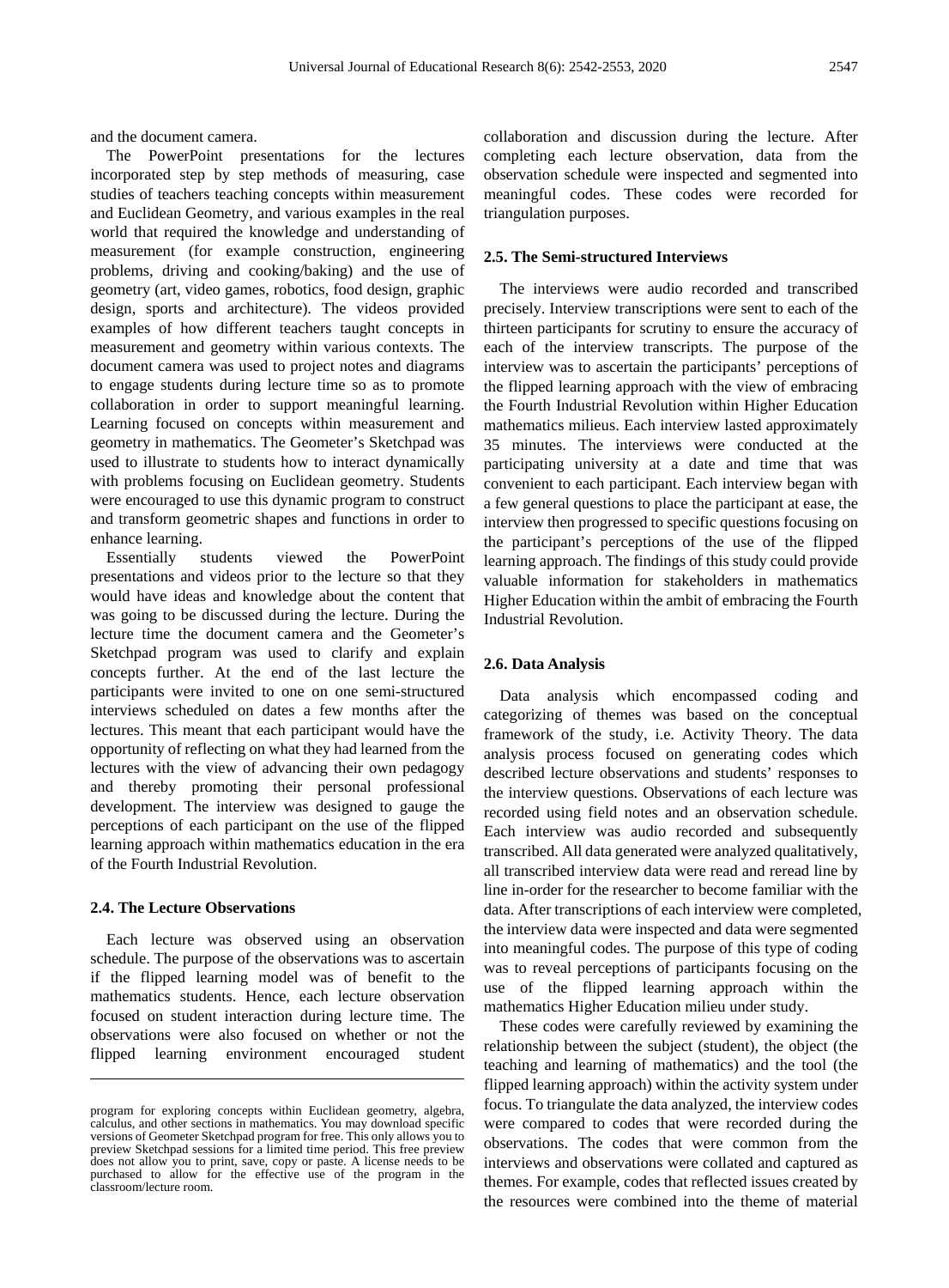and the document camera.

The PowerPoint presentations for the lectures incorporated step by step methods of measuring, case studies of teachers teaching concepts within measurement and Euclidean Geometry, and various examples in the real world that required the knowledge and understanding of measurement (for example construction, engineering problems, driving and cooking/baking) and the use of geometry (art, video games, robotics, food design, graphic design, sports and architecture). The videos provided examples of how different teachers taught concepts in measurement and geometry within various contexts. The document camera was used to project notes and diagrams to engage students during lecture time so as to promote collaboration in order to support meaningful learning. Learning focused on concepts within measurement and geometry in mathematics. The Geometer's Sketchpad was used to illustrate to students how to interact dynamically with problems focusing on Euclidean geometry. Students were encouraged to use this dynamic program to construct and transform geometric shapes and functions in order to enhance learning.

Essentially students viewed the PowerPoint presentations and videos prior to the lecture so that they would have ideas and knowledge about the content that was going to be discussed during the lecture. During the lecture time the document camera and the Geometer's Sketchpad program was used to clarify and explain concepts further. At the end of the last lecture the participants were invited to one on one semi-structured interviews scheduled on dates a few months after the lectures. This meant that each participant would have the opportunity of reflecting on what they had learned from the lectures with the view of advancing their own pedagogy and thereby promoting their personal professional development. The interview was designed to gauge the perceptions of each participant on the use of the flipped learning approach within mathematics education in the era of the Fourth Industrial Revolution.

### 2.4. The Lecture Observations

Each lecture was observed using an observation schedule. The purpose of the observations was to ascertain if the flipped learning model was of benefit to the mathematics students. Hence, each lecture observation focused on student interaction during lecture time. The observations were also focused on whether or not the flipped learning environment encouraged student collaboration and discussion during the lecture. After completing each lecture observation, data from the observation schedule were inspected and segmented into meaningful codes. These codes were recorded for triangulation purposes.

### 2.5. The Semi-structured Interviews

The interviews were audio recorded and transcribed precisely. Interview transcriptions were sent to each of the thirteen participants for scrutiny to ensure the accuracy of each of the interview transcripts. The purpose of the interview was to ascertain the participants' perceptions of the flipped learning approach with the view of embracing the Fourth Industrial Revolution within Higher Education mathematics milieus. Each interview lasted approximately 35 minutes. The interviews were conducted at the participating university at a date and time that was convenient to each participant. Each interview began with a few general questions to place the participant at ease, the interview then progressed to specific questions focusing on the participant's perceptions of the use of the flipped learning approach. The findings of this study could provide valuable information for stakeholders in mathematics Higher Education within the ambit of embracing the Fourth Industrial Revolution.

### 2.6. Data Analysis

Data analysis which encompassed coding and categorizing of themes was based on the conceptual framework of the study, i.e. Activity Theory. The data analysis process focused on generating codes which described lecture observations and students' responses to the interview questions. Observations of each lecture was recorded using field notes and an observation schedule. Each interview was audio recorded and subsequently transcribed. All data generated were analyzed qualitatively, all transcribed interview data were read and reread line by line in-order for the researcher to become familiar with the data. After transcriptions of each interview were completed, the interview data were inspected and data were segmented into meaningful codes. The purpose of this type of coding was to reveal perceptions of participants focusing on the use of the flipped learning approach within the mathematics Higher Education milieu under study.

These codes were carefully reviewed by examining the relationship between the subject (student), the object (the teaching and learning of mathematics) and the tool (the flipped learning approach) within the activity system under focus. To triangulate the data analyzed, the interview codes were compared to codes that were recorded during the observations. The codes that were common from the interviews and observations were collated and captured as themes. For example, codes that reflected issues created by the resources were combined into the theme of material

---

program for exploring concepts within Euclidean geometry, algebra, calculus, and other sections in mathematics. You may download specific versions of Geometer Sketchpad program for free. This only allows you to preview Sketchpad sessions for a limited time period. This free preview does not allow you to print, save, copy or paste. A license needs to be purchased to allow for the effective use of the program in the classroom/lecture room.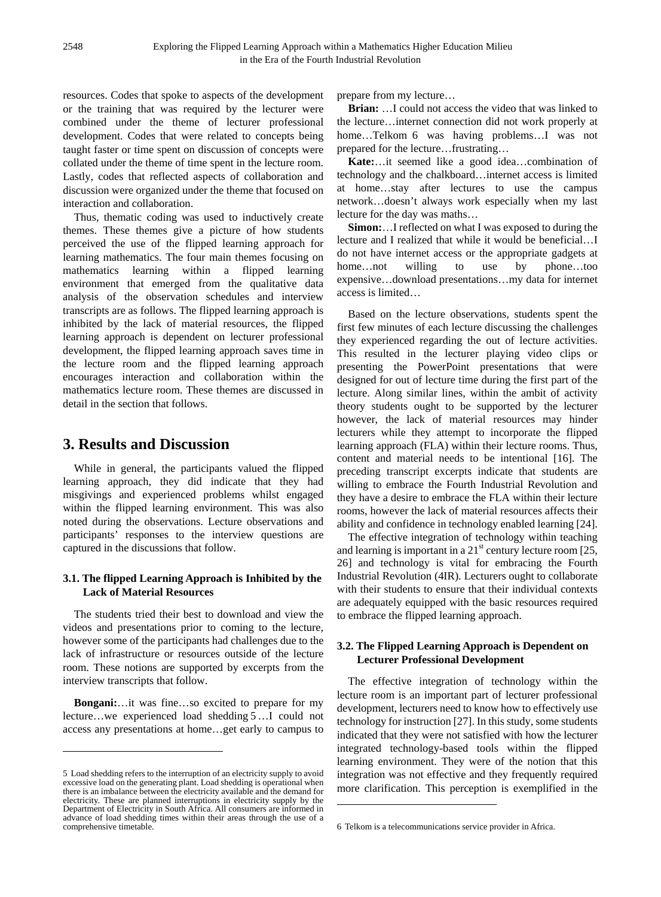resources. Codes that spoke to aspects of the development or the training that was required by the lecturer were combined under the theme of lecturer professional development. Codes that were related to concepts being taught faster or time spent on discussion of concepts were collated under the theme of time spent in the lecture room. Lastly, codes that reflected aspects of collaboration and discussion were organized under the theme that focused on interaction and collaboration.

Thus, thematic coding was used to inductively create themes. These themes give a picture of how students perceived the use of the flipped learning approach for learning mathematics. The four main themes focusing on mathematics learning within a flipped learning environment that emerged from the qualitative data analysis of the observation schedules and interview transcripts are as follows. The flipped learning approach is inhibited by the lack of material resources, the flipped learning approach is dependent on lecturer professional development, the flipped learning approach saves time in the lecture room and the flipped learning approach encourages interaction and collaboration within the mathematics lecture room. These themes are discussed in detail in the section that follows.

## 3. Results and Discussion

While in general, the participants valued the flipped learning approach, they did indicate that they had misgivings and experienced problems whilst engaged within the flipped learning environment. This was also noted during the observations. Lecture observations and participants' responses to the interview questions are captured in the discussions that follow.

### 3.1. The flipped Learning Approach is Inhibited by the Lack of Material Resources

The students tried their best to download and view the videos and presentations prior to coming to the lecture, however some of the participants had challenges due to the lack of infrastructure or resources outside of the lecture room. These notions are supported by excerpts from the interview transcripts that follow.

**Bongani:**…it was fine…so excited to prepare for my lecture…we experienced load shedding [5] …I could not access any presentations at home…get early to campus to prepare from my lecture…

**Brian:** …I could not access the video that was linked to the lecture…internet connection did not work properly at home…Telkom [6] was having problems…I was not prepared for the lecture…frustrating…

**Kate:**…it seemed like a good idea…combination of technology and the chalkboard…internet access is limited at home…stay after lectures to use the campus network…doesn't always work especially when my last lecture for the day was maths…

**Simon:**…I reflected on what I was exposed to during the lecture and I realized that while it would be beneficial…I do not have internet access or the appropriate gadgets at home…not willing to use by phone…too expensive…download presentations…my data for internet access is limited…

Based on the lecture observations, students spent the first few minutes of each lecture discussing the challenges they experienced regarding the out of lecture activities. This resulted in the lecturer playing video clips or presenting the PowerPoint presentations that were designed for out of lecture time during the first part of the lecture. Along similar lines, within the ambit of activity theory students ought to be supported by the lecturer however, the lack of material resources may hinder lecturers while they attempt to incorporate the flipped learning approach (FLA) within their lecture rooms. Thus, content and material needs to be intentional [16]. The preceding transcript excerpts indicate that students are willing to embrace the Fourth Industrial Revolution and they have a desire to embrace the FLA within their lecture rooms, however the lack of material resources affects their ability and confidence in technology enabled learning [24].

The effective integration of technology within teaching and learning is important in a 21st century lecture room [25, 26] and technology is vital for embracing the Fourth Industrial Revolution (4IR). Lecturers ought to collaborate with their students to ensure that their individual contexts are adequately equipped with the basic resources required to embrace the flipped learning approach.

### 3.2. The Flipped Learning Approach is Dependent on Lecturer Professional Development

The effective integration of technology within the lecture room is an important part of lecturer professional development, lecturers need to know how to effectively use technology for instruction [27]. In this study, some students indicated that they were not satisfied with how the lecturer integrated technology-based tools within the flipped learning environment. They were of the notion that this integration was not effective and they frequently required more clarification. This perception is exemplified in the

5 Load shedding refers to the interruption of an electricity supply to avoid excessive load on the generating plant. Load shedding is operational when there is an imbalance between the electricity available and the demand for electricity. These are planned interruptions in electricity supply by the Department of Electricity in South Africa. All consumers are informed in advance of load shedding times within their areas through the use of a comprehensive timetable.

6 Telkom is a telecommunications service provider in Africa.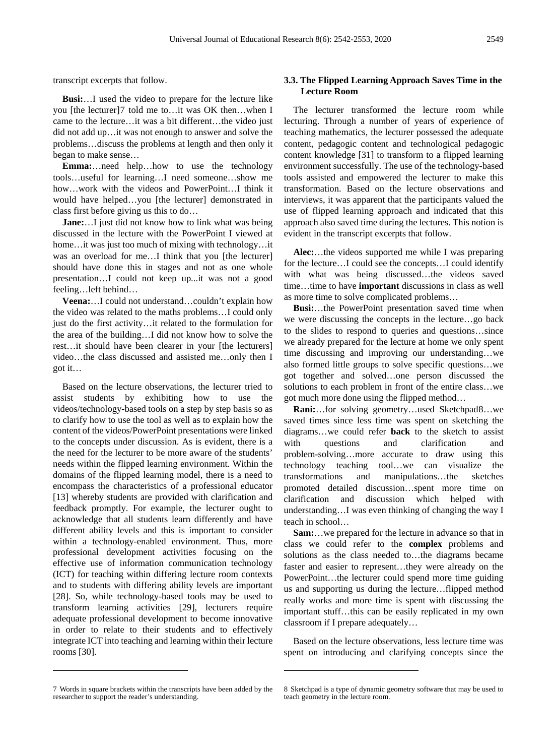transcript excerpts that follow.

**Busi:**…I used the video to prepare for the lecture like you [the lecturer]7 told me to…it was OK then…when I came to the lecture…it was a bit different…the video just did not add up…it was not enough to answer and solve the problems…discuss the problems at length and then only it began to make sense…

**Emma:**…need help…how to use the technology tools…useful for learning…I need someone…show me how…work with the videos and PowerPoint…I think it would have helped…you [the lecturer] demonstrated in class first before giving us this to do…

**Jane:**…I just did not know how to link what was being discussed in the lecture with the PowerPoint I viewed at home…it was just too much of mixing with technology…it was an overload for me…I think that you [the lecturer] should have done this in stages and not as one whole presentation…I could not keep up...it was not a good feeling…left behind…

**Veena:**…I could not understand…couldn't explain how the video was related to the maths problems…I could only just do the first activity…it related to the formulation for the area of the building…I did not know how to solve the rest…it should have been clearer in your [the lecturers] video…the class discussed and assisted me…only then I got it…

Based on the lecture observations, the lecturer tried to assist students by exhibiting how to use the videos/technology-based tools on a step by step basis so as to clarify how to use the tool as well as to explain how the content of the videos/PowerPoint presentations were linked to the concepts under discussion. As is evident, there is a the need for the lecturer to be more aware of the students' needs within the flipped learning environment. Within the domains of the flipped learning model, there is a need to encompass the characteristics of a professional educator [13] whereby students are provided with clarification and feedback promptly. For example, the lecturer ought to acknowledge that all students learn differently and have different ability levels and this is important to consider within a technology-enabled environment. Thus, more professional development activities focusing on the effective use of information communication technology (ICT) for teaching within differing lecture room contexts and to students with differing ability levels are important [28]. So, while technology-based tools may be used to transform learning activities [29], lecturers require adequate professional development to become innovative in order to relate to their students and to effectively integrate ICT into teaching and learning within their lecture rooms [30].

### 3.3. The Flipped Learning Approach Saves Time in the Lecture Room

The lecturer transformed the lecture room while lecturing. Through a number of years of experience of teaching mathematics, the lecturer possessed the adequate content, pedagogic content and technological pedagogic content knowledge [31] to transform to a flipped learning environment successfully. The use of the technology-based tools assisted and empowered the lecturer to make this transformation. Based on the lecture observations and interviews, it was apparent that the participants valued the use of flipped learning approach and indicated that this approach also saved time during the lectures. This notion is evident in the transcript excerpts that follow.

**Alec:**…the videos supported me while I was preparing for the lecture…I could see the concepts…I could identify with what was being discussed…the videos saved time…time to have **important** discussions in class as well as more time to solve complicated problems…

**Busi:**…the PowerPoint presentation saved time when we were discussing the concepts in the lecture…go back to the slides to respond to queries and questions…since we already prepared for the lecture at home we only spent time discussing and improving our understanding…we also formed little groups to solve specific questions…we got together and solved…one person discussed the solutions to each problem in front of the entire class…we got much more done using the flipped method…

**Rani:**…for solving geometry…used Sketchpad8…we saved times since less time was spent on sketching the diagrams…we could refer **back** to the sketch to assist with questions and clarification and problem-solving…more accurate to draw using this technology teaching tool…we can visualize the transformations and manipulations…the sketches promoted detailed discussion…spent more time on clarification and discussion which helped with understanding…I was even thinking of changing the way I teach in school…

**Sam:**…we prepared for the lecture in advance so that in class we could refer to the **complex** problems and solutions as the class needed to…the diagrams became faster and easier to represent…they were already on the PowerPoint…the lecturer could spend more time guiding us and supporting us during the lecture…flipped method really works and more time is spent with discussing the important stuff…this can be easily replicated in my own classroom if I prepare adequately…

Based on the lecture observations, less lecture time was spent on introducing and clarifying concepts since the

---

7 Words in square brackets within the transcripts have been added by the researcher to support the reader's understanding.

8 Sketchpad is a type of dynamic geometry software that may be used to teach geometry in the lecture room.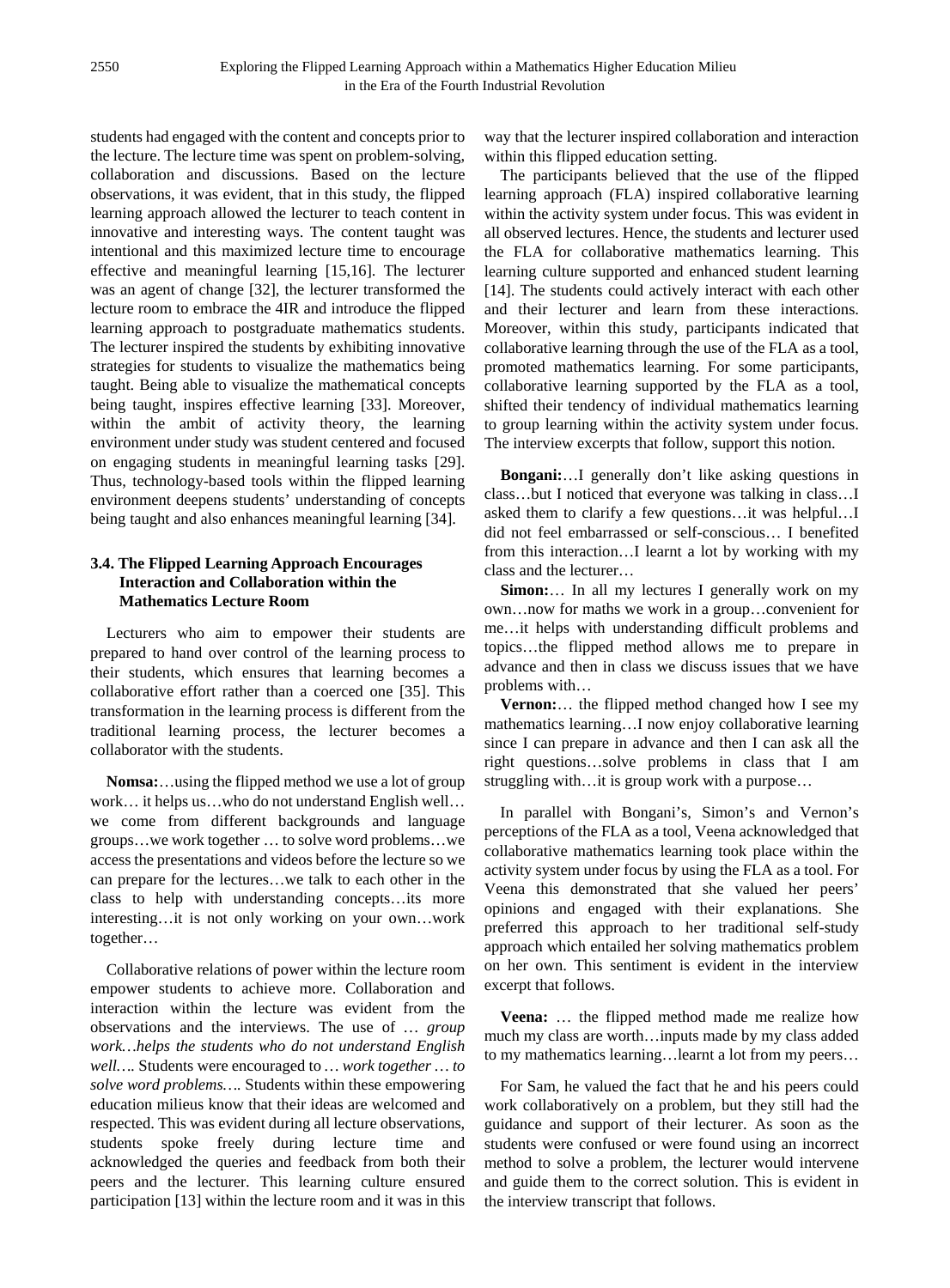students had engaged with the content and concepts prior to the lecture. The lecture time was spent on problem-solving, collaboration and discussions. Based on the lecture observations, it was evident, that in this study, the flipped learning approach allowed the lecturer to teach content in innovative and interesting ways. The content taught was intentional and this maximized lecture time to encourage effective and meaningful learning [15,16]. The lecturer was an agent of change [32], the lecturer transformed the lecture room to embrace the 4IR and introduce the flipped learning approach to postgraduate mathematics students. The lecturer inspired the students by exhibiting innovative strategies for students to visualize the mathematics being taught. Being able to visualize the mathematical concepts being taught, inspires effective learning [33]. Moreover, within the ambit of activity theory, the learning environment under study was student centered and focused on engaging students in meaningful learning tasks [29]. Thus, technology-based tools within the flipped learning environment deepens students' understanding of concepts being taught and also enhances meaningful learning [34].

### 3.4. The Flipped Learning Approach Encourages Interaction and Collaboration within the Mathematics Lecture Room

Lecturers who aim to empower their students are prepared to hand over control of the learning process to their students, which ensures that learning becomes a collaborative effort rather than a coerced one [35]. This transformation in the learning process is different from the traditional learning process, the lecturer becomes a collaborator with the students.

**Nomsa:**…using the flipped method we use a lot of group work… it helps us…who do not understand English well… we come from different backgrounds and language groups…we work together … to solve word problems…we access the presentations and videos before the lecture so we can prepare for the lectures…we talk to each other in the class to help with understanding concepts…its more interesting…it is not only working on your own…work together…

Collaborative relations of power within the lecture room empower students to achieve more. Collaboration and interaction within the lecture was evident from the observations and the interviews. The use of … *group work…helps the students who do not understand English well…*. Students were encouraged to *… work together … to solve word problems…*. Students within these empowering education milieus know that their ideas are welcomed and respected. This was evident during all lecture observations, students spoke freely during lecture time and acknowledged the queries and feedback from both their peers and the lecturer. This learning culture ensured participation [13] within the lecture room and it was in this way that the lecturer inspired collaboration and interaction within this flipped education setting.

The participants believed that the use of the flipped learning approach (FLA) inspired collaborative learning within the activity system under focus. This was evident in all observed lectures. Hence, the students and lecturer used the FLA for collaborative mathematics learning. This learning culture supported and enhanced student learning [14]. The students could actively interact with each other and their lecturer and learn from these interactions. Moreover, within this study, participants indicated that collaborative learning through the use of the FLA as a tool, promoted mathematics learning. For some participants, collaborative learning supported by the FLA as a tool, shifted their tendency of individual mathematics learning to group learning within the activity system under focus. The interview excerpts that follow, support this notion.

**Bongani:**…I generally don't like asking questions in class…but I noticed that everyone was talking in class…I asked them to clarify a few questions…it was helpful…I did not feel embarrassed or self-conscious… I benefited from this interaction…I learnt a lot by working with my class and the lecturer…

**Simon:**… In all my lectures I generally work on my own…now for maths we work in a group…convenient for me…it helps with understanding difficult problems and topics…the flipped method allows me to prepare in advance and then in class we discuss issues that we have problems with…

**Vernon:**… the flipped method changed how I see my mathematics learning…I now enjoy collaborative learning since I can prepare in advance and then I can ask all the right questions…solve problems in class that I am struggling with…it is group work with a purpose…

In parallel with Bongani's, Simon's and Vernon's perceptions of the FLA as a tool, Veena acknowledged that collaborative mathematics learning took place within the activity system under focus by using the FLA as a tool. For Veena this demonstrated that she valued her peers' opinions and engaged with their explanations. She preferred this approach to her traditional self-study approach which entailed her solving mathematics problem on her own. This sentiment is evident in the interview excerpt that follows.

**Veena:** … the flipped method made me realize how much my class are worth…inputs made by my class added to my mathematics learning…learnt a lot from my peers…

For Sam, he valued the fact that he and his peers could work collaboratively on a problem, but they still had the guidance and support of their lecturer. As soon as the students were confused or were found using an incorrect method to solve a problem, the lecturer would intervene and guide them to the correct solution. This is evident in the interview transcript that follows.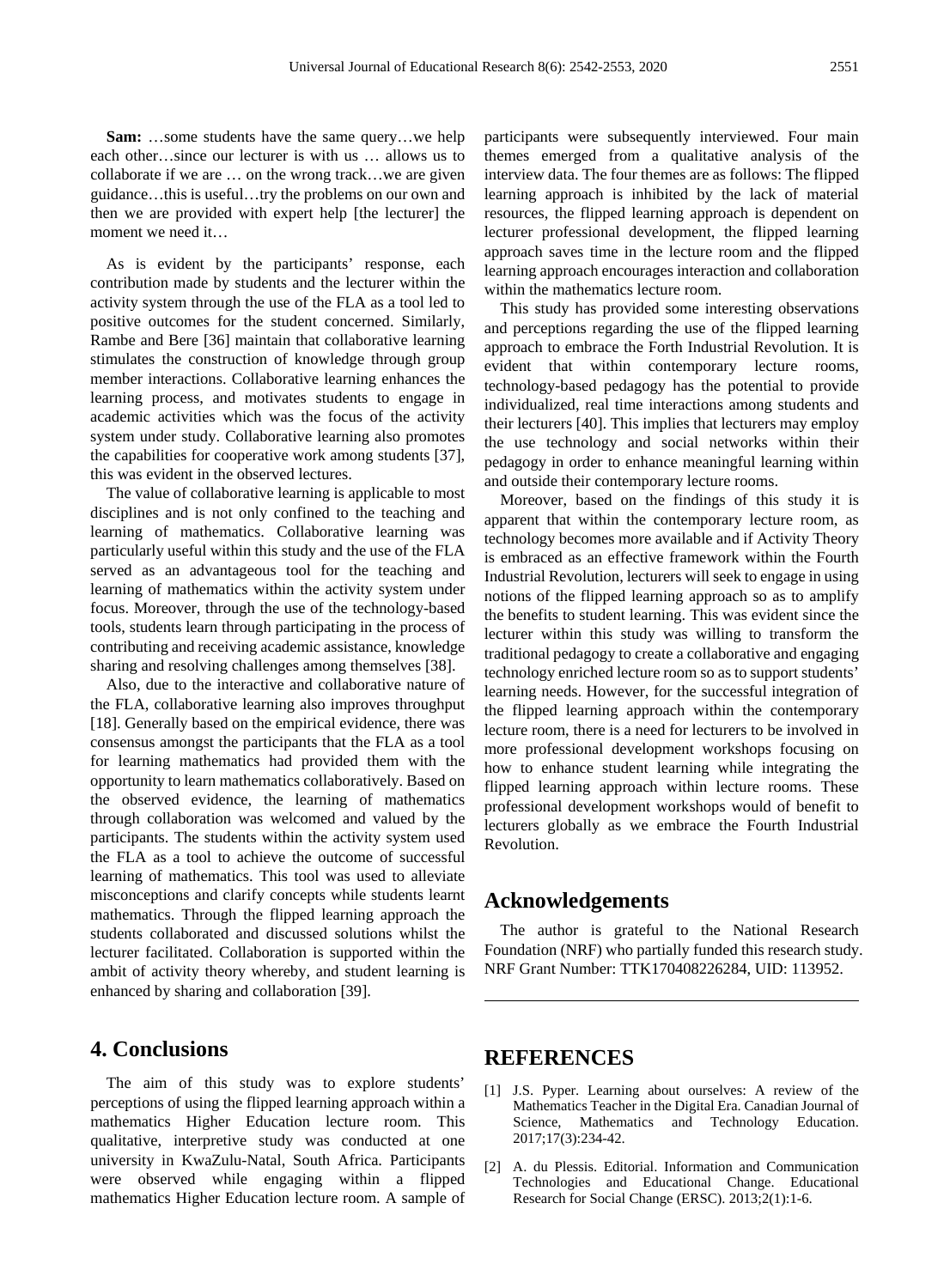**Sam:** …some students have the same query…we help each other…since our lecturer is with us … allows us to collaborate if we are … on the wrong track…we are given guidance…this is useful…try the problems on our own and then we are provided with expert help [the lecturer] the moment we need it…

As is evident by the participants' response, each contribution made by students and the lecturer within the activity system through the use of the FLA as a tool led to positive outcomes for the student concerned. Similarly, Rambe and Bere [36] maintain that collaborative learning stimulates the construction of knowledge through group member interactions. Collaborative learning enhances the learning process, and motivates students to engage in academic activities which was the focus of the activity system under study. Collaborative learning also promotes the capabilities for cooperative work among students [37], this was evident in the observed lectures.

The value of collaborative learning is applicable to most disciplines and is not only confined to the teaching and learning of mathematics. Collaborative learning was particularly useful within this study and the use of the FLA served as an advantageous tool for the teaching and learning of mathematics within the activity system under focus. Moreover, through the use of the technology-based tools, students learn through participating in the process of contributing and receiving academic assistance, knowledge sharing and resolving challenges among themselves [38].

Also, due to the interactive and collaborative nature of the FLA, collaborative learning also improves throughput [18]. Generally based on the empirical evidence, there was consensus amongst the participants that the FLA as a tool for learning mathematics had provided them with the opportunity to learn mathematics collaboratively. Based on the observed evidence, the learning of mathematics through collaboration was welcomed and valued by the participants. The students within the activity system used the FLA as a tool to achieve the outcome of successful learning of mathematics. This tool was used to alleviate misconceptions and clarify concepts while students learnt mathematics. Through the flipped learning approach the students collaborated and discussed solutions whilst the lecturer facilitated. Collaboration is supported within the ambit of activity theory whereby, and student learning is enhanced by sharing and collaboration [39].

## 4. Conclusions

The aim of this study was to explore students' perceptions of using the flipped learning approach within a mathematics Higher Education lecture room. This qualitative, interpretive study was conducted at one university in KwaZulu-Natal, South Africa. Participants were observed while engaging within a flipped mathematics Higher Education lecture room. A sample of participants were subsequently interviewed. Four main themes emerged from a qualitative analysis of the interview data. The four themes are as follows: The flipped learning approach is inhibited by the lack of material resources, the flipped learning approach is dependent on lecturer professional development, the flipped learning approach saves time in the lecture room and the flipped learning approach encourages interaction and collaboration within the mathematics lecture room.

This study has provided some interesting observations and perceptions regarding the use of the flipped learning approach to embrace the Forth Industrial Revolution. It is evident that within contemporary lecture rooms, technology-based pedagogy has the potential to provide individualized, real time interactions among students and their lecturers [40]. This implies that lecturers may employ the use technology and social networks within their pedagogy in order to enhance meaningful learning within and outside their contemporary lecture rooms.

Moreover, based on the findings of this study it is apparent that within the contemporary lecture room, as technology becomes more available and if Activity Theory is embraced as an effective framework within the Fourth Industrial Revolution, lecturers will seek to engage in using notions of the flipped learning approach so as to amplify the benefits to student learning. This was evident since the lecturer within this study was willing to transform the traditional pedagogy to create a collaborative and engaging technology enriched lecture room so as to support students' learning needs. However, for the successful integration of the flipped learning approach within the contemporary lecture room, there is a need for lecturers to be involved in more professional development workshops focusing on how to enhance student learning while integrating the flipped learning approach within lecture rooms. These professional development workshops would of benefit to lecturers globally as we embrace the Fourth Industrial Revolution.

## Acknowledgements

The author is grateful to the National Research Foundation (NRF) who partially funded this research study. NRF Grant Number: TTK170408226284, UID: 113952.

## REFERENCES

[1] J.S. Pyper. Learning about ourselves: A review of the Mathematics Teacher in the Digital Era. Canadian Journal of Science, Mathematics and Technology Education. 2017;17(3):234-42.

[2] A. du Plessis. Editorial. Information and Communication Technologies and Educational Change. Educational Research for Social Change (ERSC). 2013;2(1):1-6.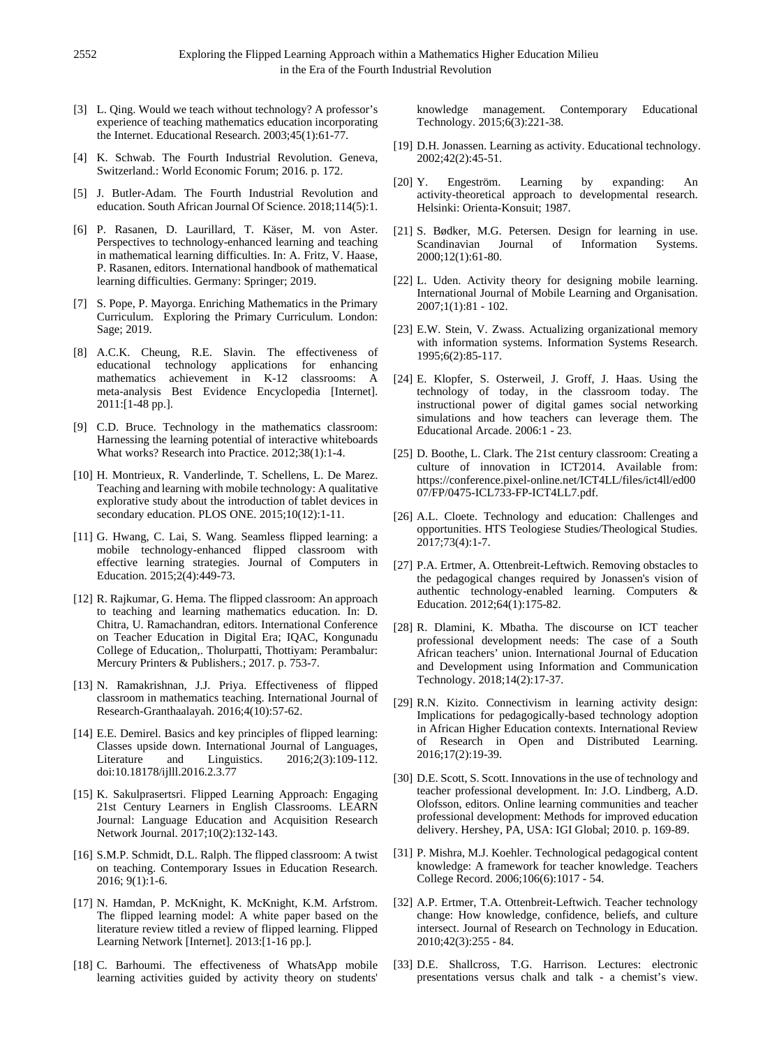[3] L. Qing. Would we teach without technology? A professor's experience of teaching mathematics education incorporating the Internet. Educational Research. 2003;45(1):61-77.

[4] K. Schwab. The Fourth Industrial Revolution. Geneva, Switzerland.: World Economic Forum; 2016. p. 172.

[5] J. Butler-Adam. The Fourth Industrial Revolution and education. South African Journal Of Science. 2018;114(5):1.

[6] P. Rasanen, D. Laurillard, T. Käser, M. von Aster. Perspectives to technology-enhanced learning and teaching in mathematical learning difficulties. In: A. Fritz, V. Haase, P. Rasanen, editors. International handbook of mathematical learning difficulties. Germany: Springer; 2019.

[7] S. Pope, P. Mayorga. Enriching Mathematics in the Primary Curriculum. Exploring the Primary Curriculum. London: Sage; 2019.

[8] A.C.K. Cheung, R.E. Slavin. The effectiveness of educational technology applications for enhancing mathematics achievement in K-12 classrooms: A meta-analysis Best Evidence Encyclopedia [Internet]. 2011:[1-48 pp.].

[9] C.D. Bruce. Technology in the mathematics classroom: Harnessing the learning potential of interactive whiteboards What works? Research into Practice. 2012;38(1):1-4.

[10] H. Montrieux, R. Vanderlinde, T. Schellens, L. De Marez. Teaching and learning with mobile technology: A qualitative explorative study about the introduction of tablet devices in secondary education. PLOS ONE. 2015;10(12):1-11.

[11] G. Hwang, C. Lai, S. Wang. Seamless flipped learning: a mobile technology-enhanced flipped classroom with effective learning strategies. Journal of Computers in Education. 2015;2(4):449-73.

[12] R. Rajkumar, G. Hema. The flipped classroom: An approach to teaching and learning mathematics education. In: D. Chitra, U. Ramachandran, editors. International Conference on Teacher Education in Digital Era; IQAC, Kongunadu College of Education,. Tholurpatti, Thottiyam: Perambalur: Mercury Printers & Publishers.; 2017. p. 753-7.

[13] N. Ramakrishnan, J.J. Priya. Effectiveness of flipped classroom in mathematics teaching. International Journal of Research-Granthaalayah. 2016;4(10):57-62.

[14] E.E. Demirel. Basics and key principles of flipped learning: Classes upside down. International Journal of Languages, Literature and Linguistics. 2016;2(3):109-112. doi:10.18178/ijlll.2016.2.3.77

[15] K. Sakulprasertsri. Flipped Learning Approach: Engaging 21st Century Learners in English Classrooms. LEARN Journal: Language Education and Acquisition Research Network Journal. 2017;10(2):132-143.

[16] S.M.P. Schmidt, D.L. Ralph. The flipped classroom: A twist on teaching. Contemporary Issues in Education Research. 2016; 9(1):1-6.

[17] N. Hamdan, P. McKnight, K. McKnight, K.M. Arfstrom. The flipped learning model: A white paper based on the literature review titled a review of flipped learning. Flipped Learning Network [Internet]. 2013:[1-16 pp.].

[18] C. Barhoumi. The effectiveness of WhatsApp mobile learning activities guided by activity theory on students' knowledge management. Contemporary Educational Technology. 2015;6(3):221-38.

[19] D.H. Jonassen. Learning as activity. Educational technology. 2002;42(2):45-51.

[20] Y. Engeström. Learning by expanding: An activity-theoretical approach to developmental research. Helsinki: Orienta-Konsuit; 1987.

[21] S. Bødker, M.G. Petersen. Design for learning in use. Scandinavian Journal of Information Systems. 2000;12(1):61-80.

[22] L. Uden. Activity theory for designing mobile learning. International Journal of Mobile Learning and Organisation. 2007;1(1):81 - 102.

[23] E.W. Stein, V. Zwass. Actualizing organizational memory with information systems. Information Systems Research. 1995;6(2):85-117.

[24] E. Klopfer, S. Osterweil, J. Groff, J. Haas. Using the technology of today, in the classroom today. The instructional power of digital games social networking simulations and how teachers can leverage them. The Educational Arcade. 2006:1 - 23.

[25] D. Boothe, L. Clark. The 21st century classroom: Creating a culture of innovation in ICT2014. Available from: https://conference.pixel-online.net/ICT4LL/files/ict4ll/ed0007/FP/0475-ICL733-FP-ICT4LL7.pdf.

[26] A.L. Cloete. Technology and education: Challenges and opportunities. HTS Teologiese Studies/Theological Studies. 2017;73(4):1-7.

[27] P.A. Ertmer, A. Ottenbreit-Leftwich. Removing obstacles to the pedagogical changes required by Jonassen's vision of authentic technology-enabled learning. Computers & Education. 2012;64(1):175-82.

[28] R. Dlamini, K. Mbatha. The discourse on ICT teacher professional development needs: The case of a South African teachers' union. International Journal of Education and Development using Information and Communication Technology. 2018;14(2):17-37.

[29] R.N. Kizito. Connectivism in learning activity design: Implications for pedagogically-based technology adoption in African Higher Education contexts. International Review of Research in Open and Distributed Learning. 2016;17(2):19-39.

[30] D.E. Scott, S. Scott. Innovations in the use of technology and teacher professional development. In: J.O. Lindberg, A.D. Olofsson, editors. Online learning communities and teacher professional development: Methods for improved education delivery. Hershey, PA, USA: IGI Global; 2010. p. 169-89.

[31] P. Mishra, M.J. Koehler. Technological pedagogical content knowledge: A framework for teacher knowledge. Teachers College Record. 2006;106(6):1017 - 54.

[32] A.P. Ertmer, T.A. Ottenbreit-Leftwich. Teacher technology change: How knowledge, confidence, beliefs, and culture intersect. Journal of Research on Technology in Education. 2010;42(3):255 - 84.

[33] D.E. Shallcross, T.G. Harrison. Lectures: electronic presentations versus chalk and talk - a chemist's view.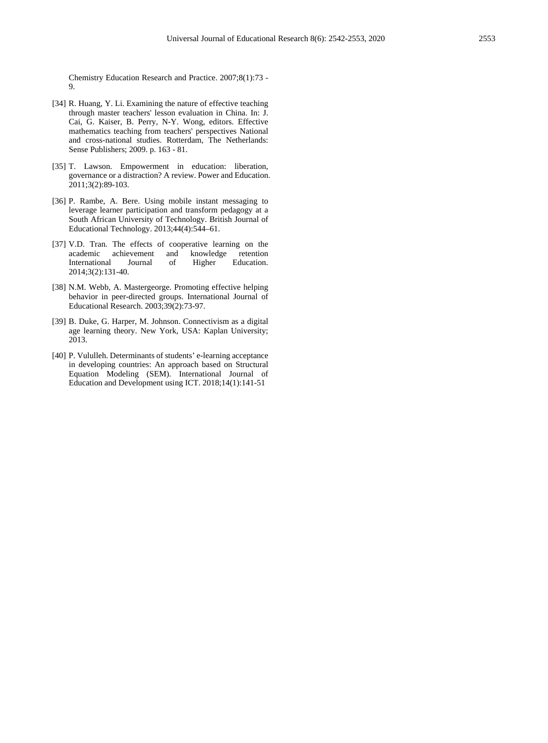Chemistry Education Research and Practice. 2007;8(1):73 - 9.

[34] R. Huang, Y. Li. Examining the nature of effective teaching through master teachers' lesson evaluation in China. In: J. Cai, G. Kaiser, B. Perry, N-Y. Wong, editors. Effective mathematics teaching from teachers' perspectives National and cross-national studies. Rotterdam, The Netherlands: Sense Publishers; 2009. p. 163 - 81.

[35] T. Lawson. Empowerment in education: liberation, governance or a distraction? A review. Power and Education. 2011;3(2):89-103.

[36] P. Rambe, A. Bere. Using mobile instant messaging to leverage learner participation and transform pedagogy at a South African University of Technology. British Journal of Educational Technology. 2013;44(4):544–61.

[37] V.D. Tran. The effects of cooperative learning on the academic achievement and knowledge retention International Journal of Higher Education. 2014;3(2):131-40.

[38] N.M. Webb, A. Mastergeorge. Promoting effective helping behavior in peer-directed groups. International Journal of Educational Research. 2003;39(2):73-97.

[39] B. Duke, G. Harper, M. Johnson. Connectivism as a digital age learning theory. New York, USA: Kaplan University; 2013.

[40] P. Vululleh. Determinants of students' e-learning acceptance in developing countries: An approach based on Structural Equation Modeling (SEM). International Journal of Education and Development using ICT. 2018;14(1):141-51